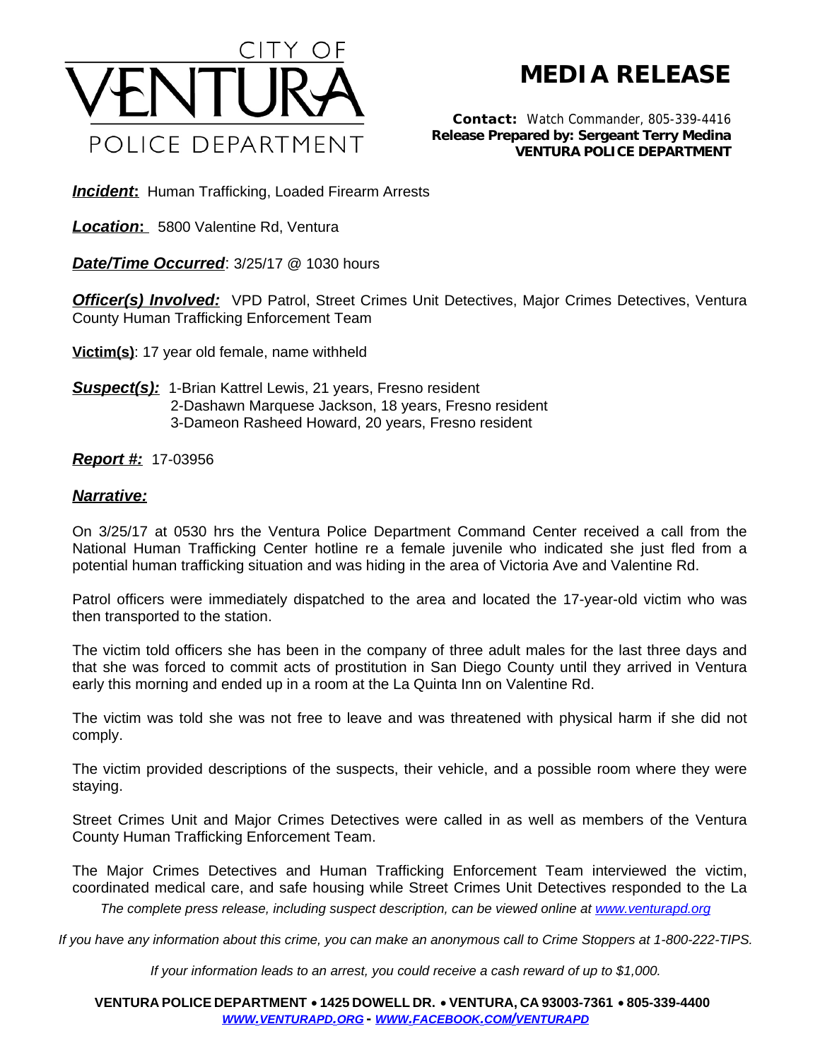# CITY OF VENTURA POLICE DEPARTMENT

## MEDIA RELEASE

**Contact:** Watch Commander, 805-339-4416
**Release Prepared by: Sergeant Terry Medina**
**VENTURA POLICE DEPARTMENT**

***Incident*:** Human Trafficking, Loaded Firearm Arrests

***Location*:** 5800 Valentine Rd, Ventura

***Date/Time Occurred***: 3/25/17 @ 1030 hours

***Officer(s) Involved:*** VPD Patrol, Street Crimes Unit Detectives, Major Crimes Detectives, Ventura County Human Trafficking Enforcement Team

**Victim(s)**: 17 year old female, name withheld

***Suspect(s):*** 1-Brian Kattrel Lewis, 21 years, Fresno resident
2-Dashawn Marquese Jackson, 18 years, Fresno resident
3-Dameon Rasheed Howard, 20 years, Fresno resident

***Report #:*** 17-03956

***Narrative:***

On 3/25/17 at 0530 hrs the Ventura Police Department Command Center received a call from the National Human Trafficking Center hotline re a female juvenile who indicated she just fled from a potential human trafficking situation and was hiding in the area of Victoria Ave and Valentine Rd.

Patrol officers were immediately dispatched to the area and located the 17-year-old victim who was then transported to the station.

The victim told officers she has been in the company of three adult males for the last three days and that she was forced to commit acts of prostitution in San Diego County until they arrived in Ventura early this morning and ended up in a room at the La Quinta Inn on Valentine Rd.

The victim was told she was not free to leave and was threatened with physical harm if she did not comply.

The victim provided descriptions of the suspects, their vehicle, and a possible room where they were staying.

Street Crimes Unit and Major Crimes Detectives were called in as well as members of the Ventura County Human Trafficking Enforcement Team.

The Major Crimes Detectives and Human Trafficking Enforcement Team interviewed the victim, coordinated medical care, and safe housing while Street Crimes Unit Detectives responded to the La

*The complete press release, including suspect description, can be viewed online at www.venturapd.org*

*If you have any information about this crime, you can make an anonymous call to Crime Stoppers at 1-800-222-TIPS.*

*If your information leads to an arrest, you could receive a cash reward of up to $1,000.*

**VENTURA POLICE DEPARTMENT • 1425 DOWELL DR. • VENTURA, CA 93003-7361 • 805-339-4400**
***WWW.VENTURAPD.ORG - WWW.FACEBOOK.COM/VENTURAPD***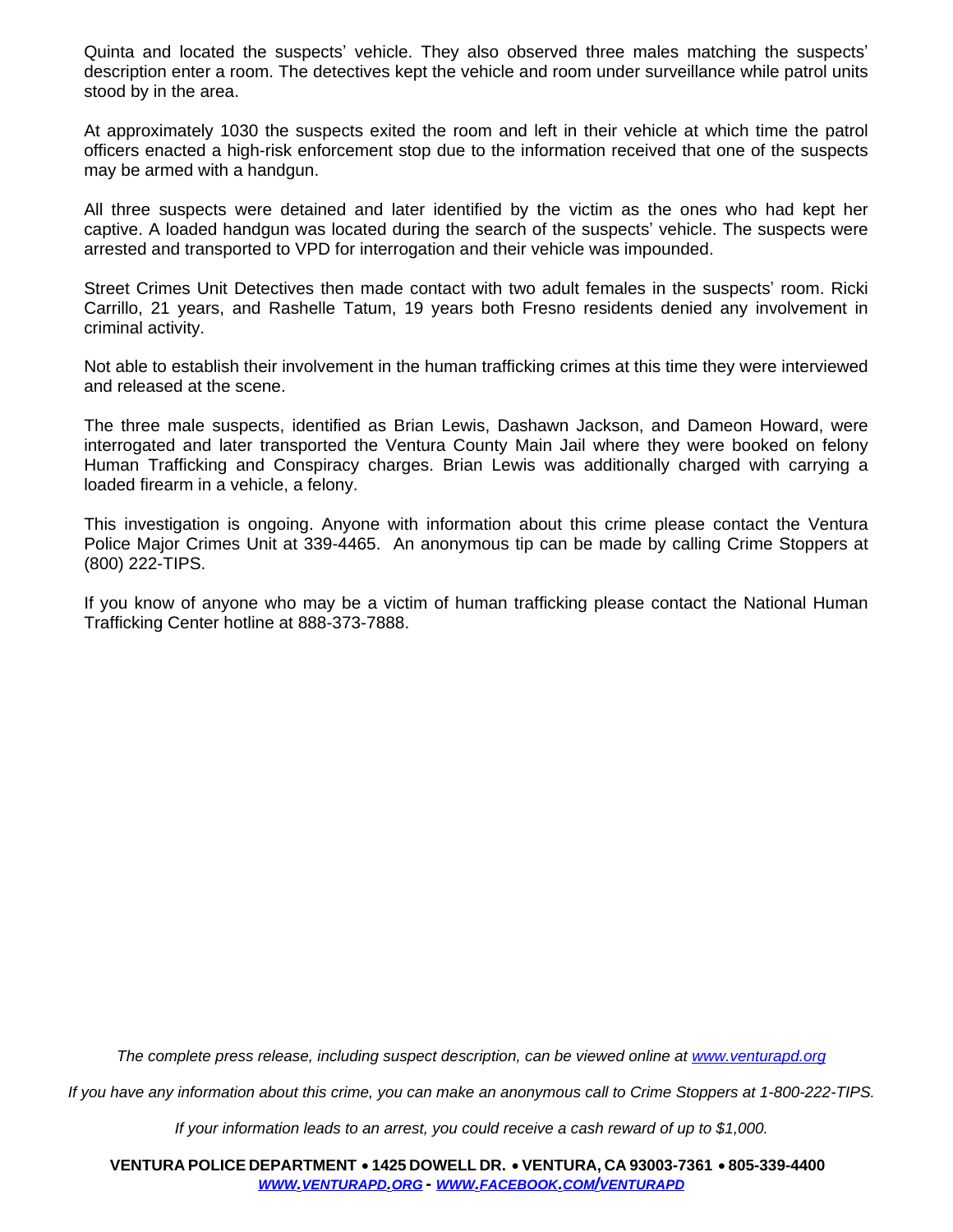Quinta and located the suspects' vehicle. They also observed three males matching the suspects' description enter a room. The detectives kept the vehicle and room under surveillance while patrol units stood by in the area.

At approximately 1030 the suspects exited the room and left in their vehicle at which time the patrol officers enacted a high-risk enforcement stop due to the information received that one of the suspects may be armed with a handgun.

All three suspects were detained and later identified by the victim as the ones who had kept her captive. A loaded handgun was located during the search of the suspects' vehicle. The suspects were arrested and transported to VPD for interrogation and their vehicle was impounded.

Street Crimes Unit Detectives then made contact with two adult females in the suspects' room. Ricki Carrillo, 21 years, and Rashelle Tatum, 19 years both Fresno residents denied any involvement in criminal activity.

Not able to establish their involvement in the human trafficking crimes at this time they were interviewed and released at the scene.

The three male suspects, identified as Brian Lewis, Dashawn Jackson, and Dameon Howard, were interrogated and later transported the Ventura County Main Jail where they were booked on felony Human Trafficking and Conspiracy charges. Brian Lewis was additionally charged with carrying a loaded firearm in a vehicle, a felony.

This investigation is ongoing. Anyone with information about this crime please contact the Ventura Police Major Crimes Unit at 339-4465. An anonymous tip can be made by calling Crime Stoppers at (800) 222-TIPS.

If you know of anyone who may be a victim of human trafficking please contact the National Human Trafficking Center hotline at 888-373-7888.

*The complete press release, including suspect description, can be viewed online at [www.venturapd.org](http://www.venturapd.org)*

*If you have any information about this crime, you can make an anonymous call to Crime Stoppers at 1-800-222-TIPS.*

*If your information leads to an arrest, you could receive a cash reward of up to $1,000.*

**VENTURA POLICE DEPARTMENT • 1425 DOWELL DR. • VENTURA, CA 93003-7361 • 805-339-4400**
***[WWW.VENTURAPD.ORG](http://www.venturapd.org) - [WWW.FACEBOOK.COM/VENTURAPD](http://www.facebook.com/venturapd)***